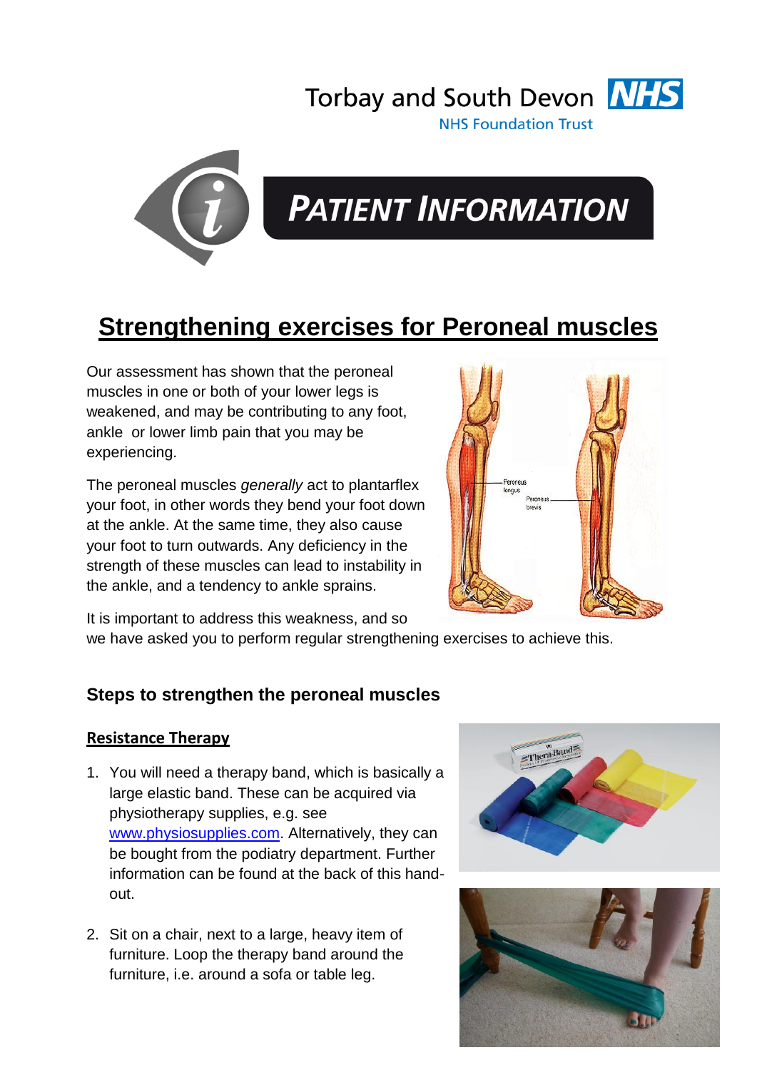Torbay and South Devon NHS

NHS Foundation Trust

PATIENT INFORMATION

# Strengthening exercises for Peroneal muscles

Our assessment has shown that the peroneal muscles in one or both of your lower legs is weakened, and may be contributing to any foot, ankle or lower limb pain that you may be experiencing.

The peroneal muscles *generally* act to plantarflex your foot, in other words they bend your foot down at the ankle. At the same time, they also cause your foot to turn outwards. Any deficiency in the strength of these muscles can lead to instability in the ankle, and a tendency to ankle sprains.

It is important to address this weakness, and so we have asked you to perform regular strengthening exercises to achieve this.

## Steps to strengthen the peroneal muscles

### Resistance Therapy

1. You will need a therapy band, which is basically a large elastic band. These can be acquired via physiotherapy supplies, e.g. see www.physiosupplies.com. Alternatively, they can be bought from the podiatry department. Further information can be found at the back of this hand-out.

2. Sit on a chair, next to a large, heavy item of furniture. Loop the therapy band around the furniture, i.e. around a sofa or table leg.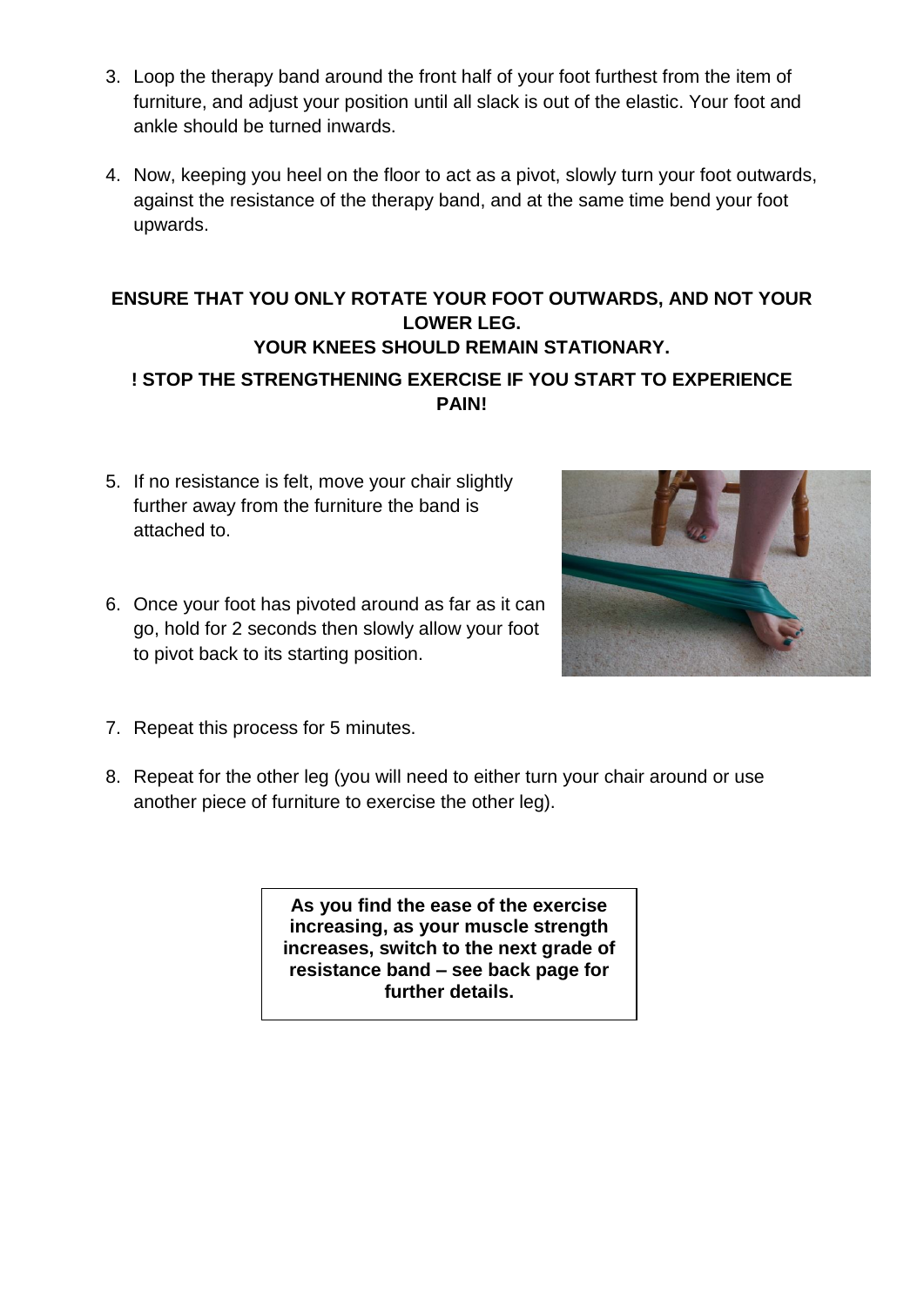3. Loop the therapy band around the front half of your foot furthest from the item of furniture, and adjust your position until all slack is out of the elastic. Your foot and ankle should be turned inwards.

4. Now, keeping you heel on the floor to act as a pivot, slowly turn your foot outwards, against the resistance of the therapy band, and at the same time bend your foot upwards.

**ENSURE THAT YOU ONLY ROTATE YOUR FOOT OUTWARDS, AND NOT YOUR LOWER LEG.**
**YOUR KNEES SHOULD REMAIN STATIONARY.**

**! STOP THE STRENGTHENING EXERCISE IF YOU START TO EXPERIENCE PAIN!**

5. If no resistance is felt, move your chair slightly further away from the furniture the band is attached to.

6. Once your foot has pivoted around as far as it can go, hold for 2 seconds then slowly allow your foot to pivot back to its starting position.

7. Repeat this process for 5 minutes.

8. Repeat for the other leg (you will need to either turn your chair around or use another piece of furniture to exercise the other leg).

**As you find the ease of the exercise increasing, as your muscle strength increases, switch to the next grade of resistance band – see back page for further details.**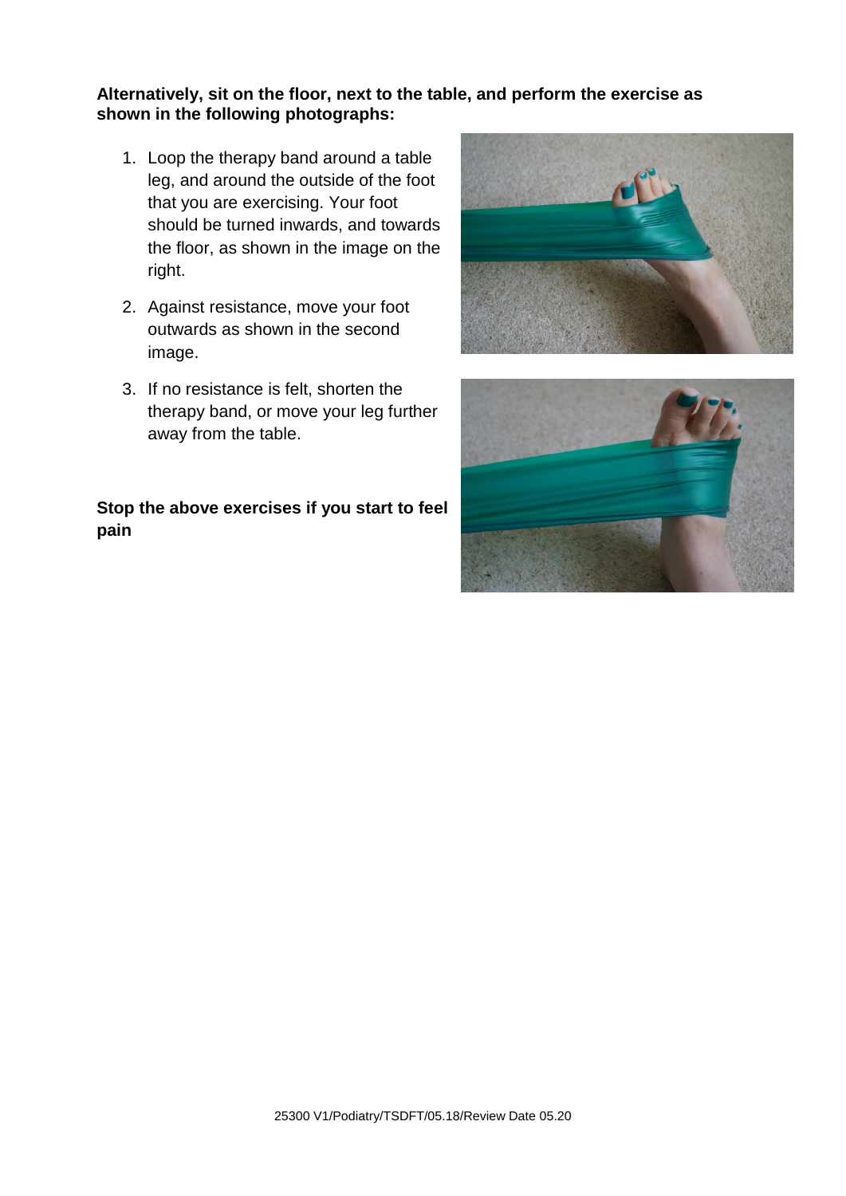**Alternatively, sit on the floor, next to the table, and perform the exercise as shown in the following photographs:**

1. Loop the therapy band around a table leg, and around the outside of the foot that you are exercising. Your foot should be turned inwards, and towards the floor, as shown in the image on the right.
2. Against resistance, move your foot outwards as shown in the second image.
3. If no resistance is felt, shorten the therapy band, or move your leg further away from the table.

**Stop the above exercises if you start to feel pain**

25300 V1/Podiatry/TSDFT/05.18/Review Date 05.20